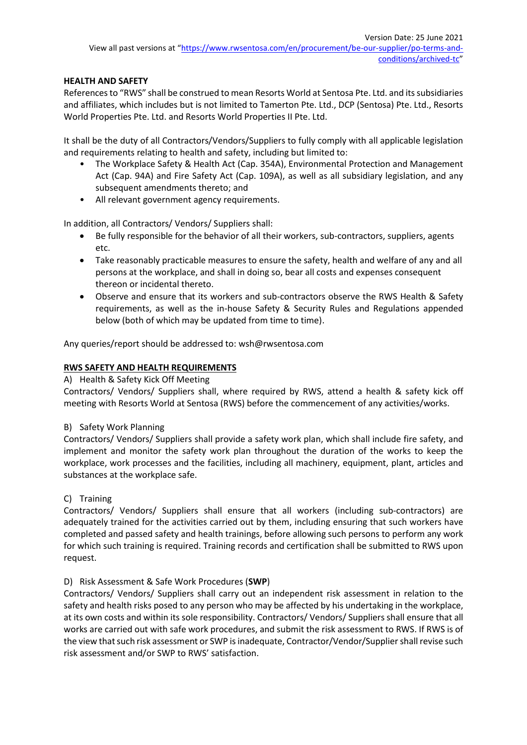Version Date: 25 June 2021

View all past versions at "[https://www.rwsentosa.com/en/procurement/be-our-supplier/po-terms-and-conditions/archived-tc](https://www.rwsentosa.com/en/procurement/be-our-supplier/po-terms-and-conditions/archived-tc)"

**HEALTH AND SAFETY**

References to "RWS" shall be construed to mean Resorts World at Sentosa Pte. Ltd. and its subsidiaries and affiliates, which includes but is not limited to Tamerton Pte. Ltd., DCP (Sentosa) Pte. Ltd., Resorts World Properties Pte. Ltd. and Resorts World Properties II Pte. Ltd.

It shall be the duty of all Contractors/Vendors/Suppliers to fully comply with all applicable legislation and requirements relating to health and safety, including but limited to:

- The Workplace Safety & Health Act (Cap. 354A), Environmental Protection and Management Act (Cap. 94A) and Fire Safety Act (Cap. 109A), as well as all subsidiary legislation, and any subsequent amendments thereto; and
- All relevant government agency requirements.

In addition, all Contractors/ Vendors/ Suppliers shall:

- Be fully responsible for the behavior of all their workers, sub-contractors, suppliers, agents etc.
- Take reasonably practicable measures to ensure the safety, health and welfare of any and all persons at the workplace, and shall in doing so, bear all costs and expenses consequent thereon or incidental thereto.
- Observe and ensure that its workers and sub-contractors observe the RWS Health & Safety requirements, as well as the in-house Safety & Security Rules and Regulations appended below (both of which may be updated from time to time).

Any queries/report should be addressed to: wsh@rwsentosa.com

**RWS SAFETY AND HEALTH REQUIREMENTS**

A) Health & Safety Kick Off Meeting

Contractors/ Vendors/ Suppliers shall, where required by RWS, attend a health & safety kick off meeting with Resorts World at Sentosa (RWS) before the commencement of any activities/works.

B) Safety Work Planning

Contractors/ Vendors/ Suppliers shall provide a safety work plan, which shall include fire safety, and implement and monitor the safety work plan throughout the duration of the works to keep the workplace, work processes and the facilities, including all machinery, equipment, plant, articles and substances at the workplace safe.

C) Training

Contractors/ Vendors/ Suppliers shall ensure that all workers (including sub-contractors) are adequately trained for the activities carried out by them, including ensuring that such workers have completed and passed safety and health trainings, before allowing such persons to perform any work for which such training is required. Training records and certification shall be submitted to RWS upon request.

D) Risk Assessment & Safe Work Procedures (**SWP**)

Contractors/ Vendors/ Suppliers shall carry out an independent risk assessment in relation to the safety and health risks posed to any person who may be affected by his undertaking in the workplace, at its own costs and within its sole responsibility. Contractors/ Vendors/ Suppliers shall ensure that all works are carried out with safe work procedures, and submit the risk assessment to RWS. If RWS is of the view that such risk assessment or SWP is inadequate, Contractor/Vendor/Supplier shall revise such risk assessment and/or SWP to RWS' satisfaction.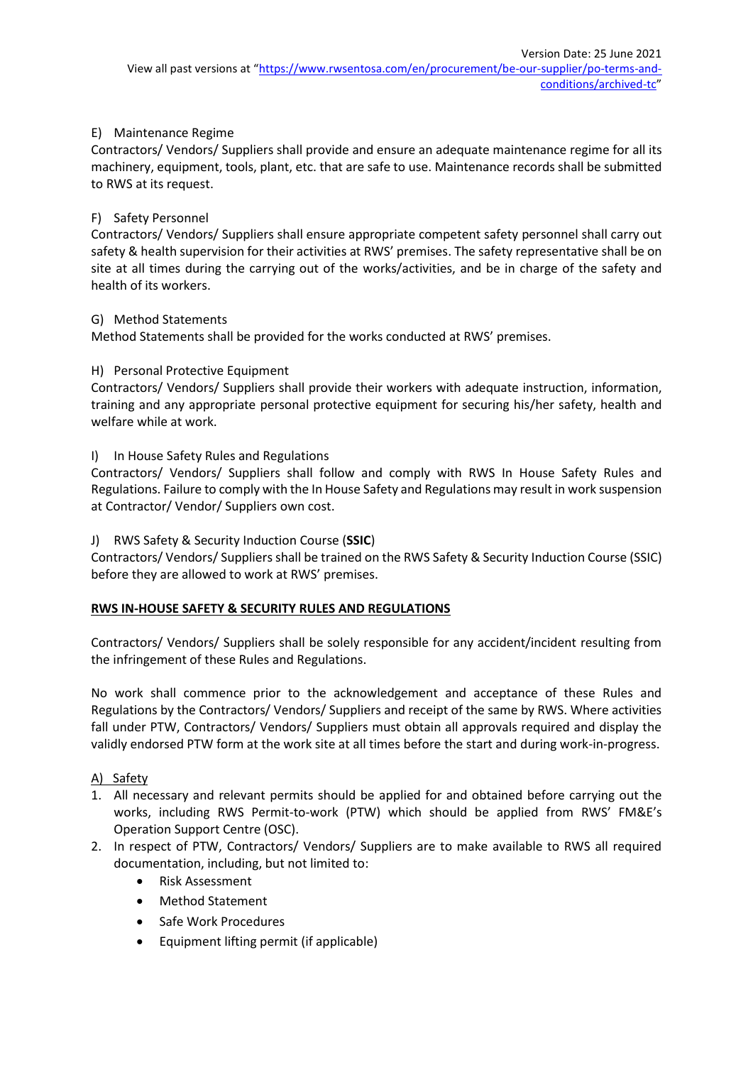E) Maintenance Regime

Contractors/ Vendors/ Suppliers shall provide and ensure an adequate maintenance regime for all its machinery, equipment, tools, plant, etc. that are safe to use. Maintenance records shall be submitted to RWS at its request.

F) Safety Personnel

Contractors/ Vendors/ Suppliers shall ensure appropriate competent safety personnel shall carry out safety & health supervision for their activities at RWS' premises. The safety representative shall be on site at all times during the carrying out of the works/activities, and be in charge of the safety and health of its workers.

G) Method Statements

Method Statements shall be provided for the works conducted at RWS' premises.

H) Personal Protective Equipment

Contractors/ Vendors/ Suppliers shall provide their workers with adequate instruction, information, training and any appropriate personal protective equipment for securing his/her safety, health and welfare while at work.

I) In House Safety Rules and Regulations

Contractors/ Vendors/ Suppliers shall follow and comply with RWS In House Safety Rules and Regulations. Failure to comply with the In House Safety and Regulations may result in work suspension at Contractor/ Vendor/ Suppliers own cost.

J) RWS Safety & Security Induction Course (**SSIC**)

Contractors/ Vendors/ Suppliers shall be trained on the RWS Safety & Security Induction Course (SSIC) before they are allowed to work at RWS' premises.

**RWS IN-HOUSE SAFETY & SECURITY RULES AND REGULATIONS**

Contractors/ Vendors/ Suppliers shall be solely responsible for any accident/incident resulting from the infringement of these Rules and Regulations.

No work shall commence prior to the acknowledgement and acceptance of these Rules and Regulations by the Contractors/ Vendors/ Suppliers and receipt of the same by RWS. Where activities fall under PTW, Contractors/ Vendors/ Suppliers must obtain all approvals required and display the validly endorsed PTW form at the work site at all times before the start and during work-in-progress.

A) Safety

1. All necessary and relevant permits should be applied for and obtained before carrying out the works, including RWS Permit-to-work (PTW) which should be applied from RWS' FM&E's Operation Support Centre (OSC).
2. In respect of PTW, Contractors/ Vendors/ Suppliers are to make available to RWS all required documentation, including, but not limited to:
   - Risk Assessment
   - Method Statement
   - Safe Work Procedures
   - Equipment lifting permit (if applicable)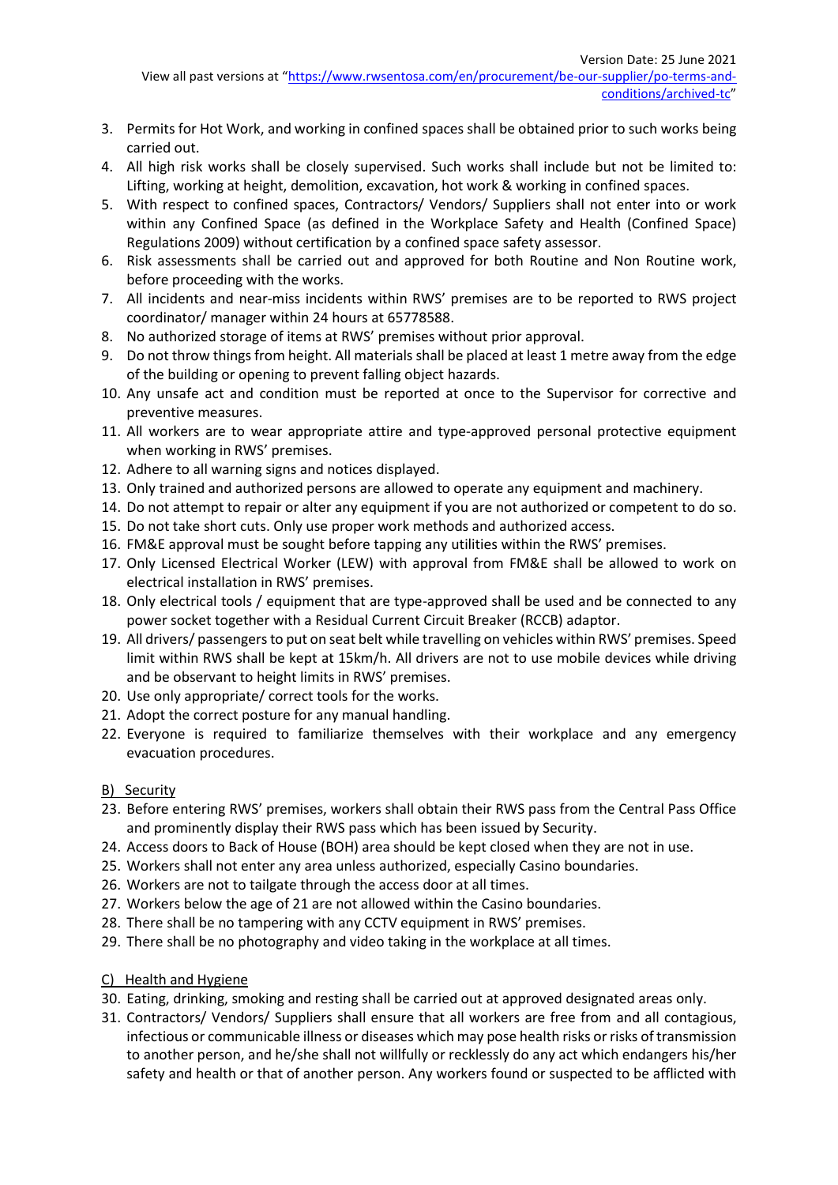3. Permits for Hot Work, and working in confined spaces shall be obtained prior to such works being carried out.
4. All high risk works shall be closely supervised. Such works shall include but not be limited to: Lifting, working at height, demolition, excavation, hot work & working in confined spaces.
5. With respect to confined spaces, Contractors/ Vendors/ Suppliers shall not enter into or work within any Confined Space (as defined in the Workplace Safety and Health (Confined Space) Regulations 2009) without certification by a confined space safety assessor.
6. Risk assessments shall be carried out and approved for both Routine and Non Routine work, before proceeding with the works.
7. All incidents and near-miss incidents within RWS' premises are to be reported to RWS project coordinator/ manager within 24 hours at 65778588.
8. No authorized storage of items at RWS' premises without prior approval.
9. Do not throw things from height. All materials shall be placed at least 1 metre away from the edge of the building or opening to prevent falling object hazards.
10. Any unsafe act and condition must be reported at once to the Supervisor for corrective and preventive measures.
11. All workers are to wear appropriate attire and type-approved personal protective equipment when working in RWS' premises.
12. Adhere to all warning signs and notices displayed.
13. Only trained and authorized persons are allowed to operate any equipment and machinery.
14. Do not attempt to repair or alter any equipment if you are not authorized or competent to do so.
15. Do not take short cuts. Only use proper work methods and authorized access.
16. FM&E approval must be sought before tapping any utilities within the RWS' premises.
17. Only Licensed Electrical Worker (LEW) with approval from FM&E shall be allowed to work on electrical installation in RWS' premises.
18. Only electrical tools / equipment that are type-approved shall be used and be connected to any power socket together with a Residual Current Circuit Breaker (RCCB) adaptor.
19. All drivers/ passengers to put on seat belt while travelling on vehicles within RWS' premises. Speed limit within RWS shall be kept at 15km/h. All drivers are not to use mobile devices while driving and be observant to height limits in RWS' premises.
20. Use only appropriate/ correct tools for the works.
21. Adopt the correct posture for any manual handling.
22. Everyone is required to familiarize themselves with their workplace and any emergency evacuation procedures.

B) Security

23. Before entering RWS' premises, workers shall obtain their RWS pass from the Central Pass Office and prominently display their RWS pass which has been issued by Security.
24. Access doors to Back of House (BOH) area should be kept closed when they are not in use.
25. Workers shall not enter any area unless authorized, especially Casino boundaries.
26. Workers are not to tailgate through the access door at all times.
27. Workers below the age of 21 are not allowed within the Casino boundaries.
28. There shall be no tampering with any CCTV equipment in RWS' premises.
29. There shall be no photography and video taking in the workplace at all times.

C) Health and Hygiene

30. Eating, drinking, smoking and resting shall be carried out at approved designated areas only.
31. Contractors/ Vendors/ Suppliers shall ensure that all workers are free from and all contagious, infectious or communicable illness or diseases which may pose health risks or risks of transmission to another person, and he/she shall not willfully or recklessly do any act which endangers his/her safety and health or that of another person. Any workers found or suspected to be afflicted with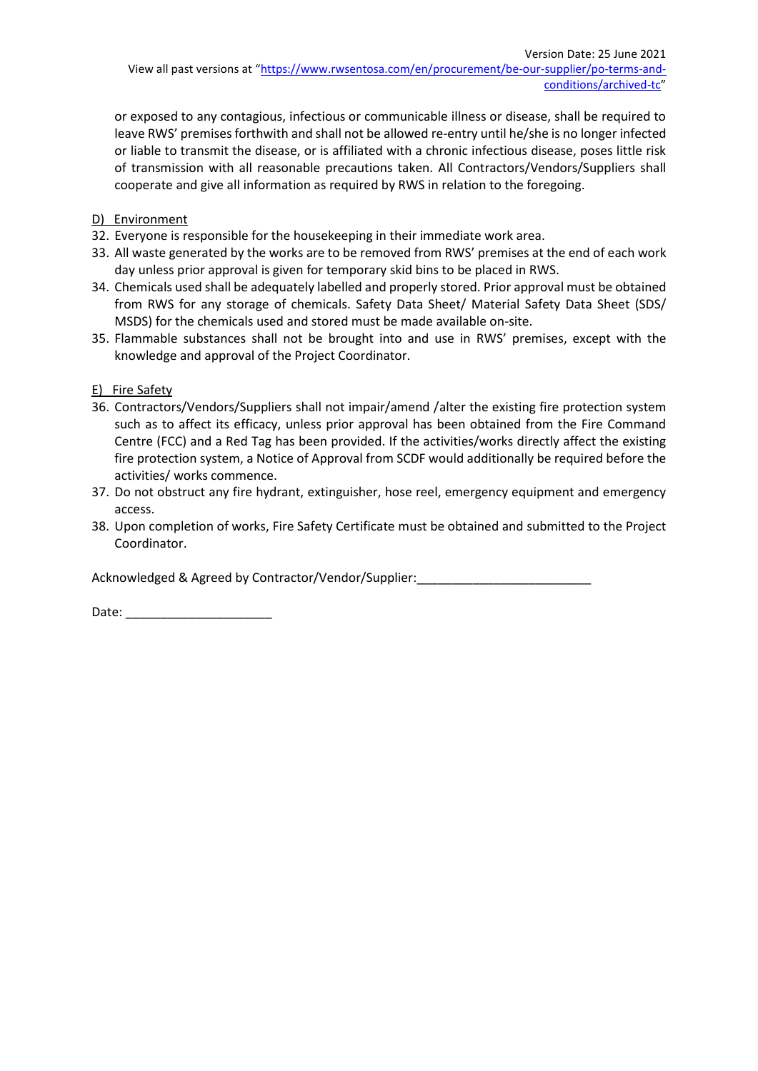or exposed to any contagious, infectious or communicable illness or disease, shall be required to leave RWS' premises forthwith and shall not be allowed re-entry until he/she is no longer infected or liable to transmit the disease, or is affiliated with a chronic infectious disease, poses little risk of transmission with all reasonable precautions taken. All Contractors/Vendors/Suppliers shall cooperate and give all information as required by RWS in relation to the foregoing.

D) Environment

32. Everyone is responsible for the housekeeping in their immediate work area.
33. All waste generated by the works are to be removed from RWS' premises at the end of each work day unless prior approval is given for temporary skid bins to be placed in RWS.
34. Chemicals used shall be adequately labelled and properly stored. Prior approval must be obtained from RWS for any storage of chemicals. Safety Data Sheet/ Material Safety Data Sheet (SDS/ MSDS) for the chemicals used and stored must be made available on-site.
35. Flammable substances shall not be brought into and use in RWS' premises, except with the knowledge and approval of the Project Coordinator.

E) Fire Safety

36. Contractors/Vendors/Suppliers shall not impair/amend /alter the existing fire protection system such as to affect its efficacy, unless prior approval has been obtained from the Fire Command Centre (FCC) and a Red Tag has been provided. If the activities/works directly affect the existing fire protection system, a Notice of Approval from SCDF would additionally be required before the activities/ works commence.
37. Do not obstruct any fire hydrant, extinguisher, hose reel, emergency equipment and emergency access.
38. Upon completion of works, Fire Safety Certificate must be obtained and submitted to the Project Coordinator.

Acknowledged & Agreed by Contractor/Vendor/Supplier:_________________________

Date: _____________________